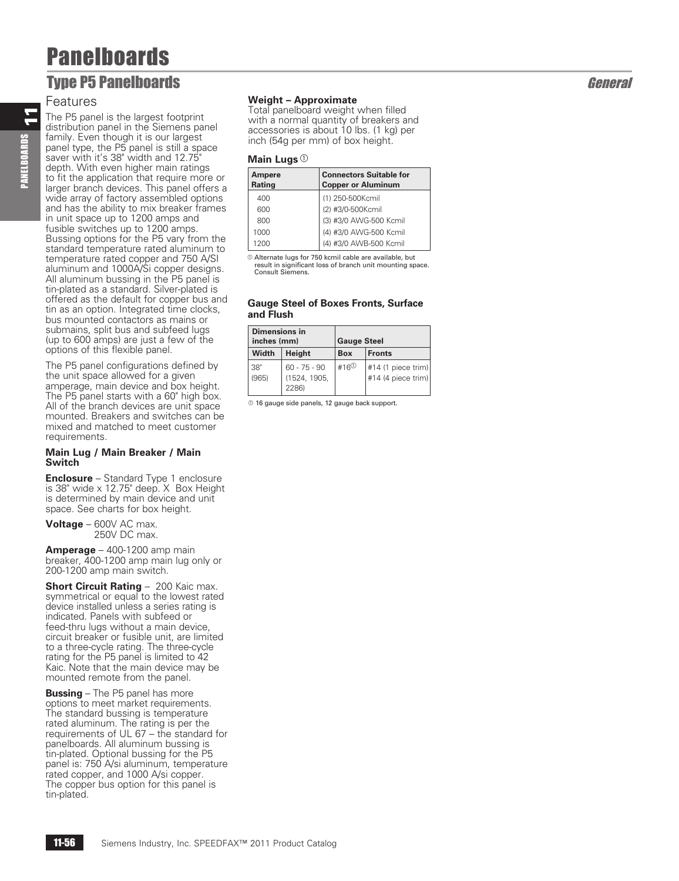# Panelboards

## Type P5 Panelboards

*General*

### Features

The P5 panel is the largest footprint distribution panel in the Siemens panel family. Even though it is our largest panel type, the P5 panel is still a space saver with it's 38" width and 12.75" depth. With even higher main ratings to fit the application that require more or larger branch devices. This panel offers a wide array of factory assembled options and has the ability to mix breaker frames in unit space up to 1200 amps and fusible switches up to 1200 amps. Bussing options for the P5 vary from the standard temperature rated aluminum to temperature rated copper and 750 A/SI aluminum and 1000A/Si copper designs. All aluminum bussing in the P5 panel is tin-plated as a standard. Silver-plated is offered as the default for copper bus and tin as an option. Integrated time clocks, bus mounted contactors as mains or submains, split bus and subfeed lugs (up to 600 amps) are just a few of the options of this flexible panel.

The P5 panel configurations defined by the unit space allowed for a given amperage, main device and box height. The P5 panel starts with a 60" high box. All of the branch devices are unit space mounted. Breakers and switches can be mixed and matched to meet customer requirements.

#### Main Lug / Main Breaker / Main Switch

**Enclosure** – Standard Type 1 enclosure is 38" wide x 12.75" deep. X Box Height is determined by main device and unit space. See charts for box height.

**Voltage** – 600V AC max.
250V DC max.

**Amperage** – 400-1200 amp main breaker, 400-1200 amp main lug only or 200-1200 amp main switch.

**Short Circuit Rating** – 200 Kaic max. symmetrical or equal to the lowest rated device installed unless a series rating is indicated. Panels with subfeed or feed-thru lugs without a main device, circuit breaker or fusible unit, are limited to a three-cycle rating. The three-cycle rating for the P5 panel is limited to 42 Kaic. Note that the main device may be mounted remote from the panel.

**Bussing** – The P5 panel has more options to meet market requirements. The standard bussing is temperature rated aluminum. The rating is per the requirements of UL 67 – the standard for panelboards. All aluminum bussing is tin-plated. Optional bussing for the P5 panel is: 750 A/si aluminum, temperature rated copper, and 1000 A/si copper. The copper bus option for this panel is tin-plated.

#### Weight – Approximate

Total panelboard weight when filled with a normal quantity of breakers and accessories is about 10 lbs. (1 kg) per inch (54g per mm) of box height.

#### Main Lugs [1]

| Ampere Rating | Connectors Suitable for Copper or Aluminum |
|---|---|
| 400 | (1) 250-500Kcmil |
| 600 | (2) #3/0-500Kcmil |
| 800 | (3) #3/0 AWG-500 Kcmil |
| 1000 | (4) #3/0 AWG-500 Kcmil |
| 1200 | (4) #3/0 AWB-500 Kcmil |

[1] Alternate lugs for 750 kcmil cable are available, but result in significant loss of branch unit mounting space. Consult Siemens.

#### Gauge Steel of Boxes Fronts, Surface and Flush

| Dimensions in inches (mm) | | Gauge Steel | |
|---|---|---|---|
| Width | Height | Box | Fronts |
| 38" (965) | 60 - 75 - 90 (1524, 1905, 2286) | #16[1] | #14 (1 piece trim) #14 (4 piece trim) |

[1] 16 gauge side panels, 12 gauge back support.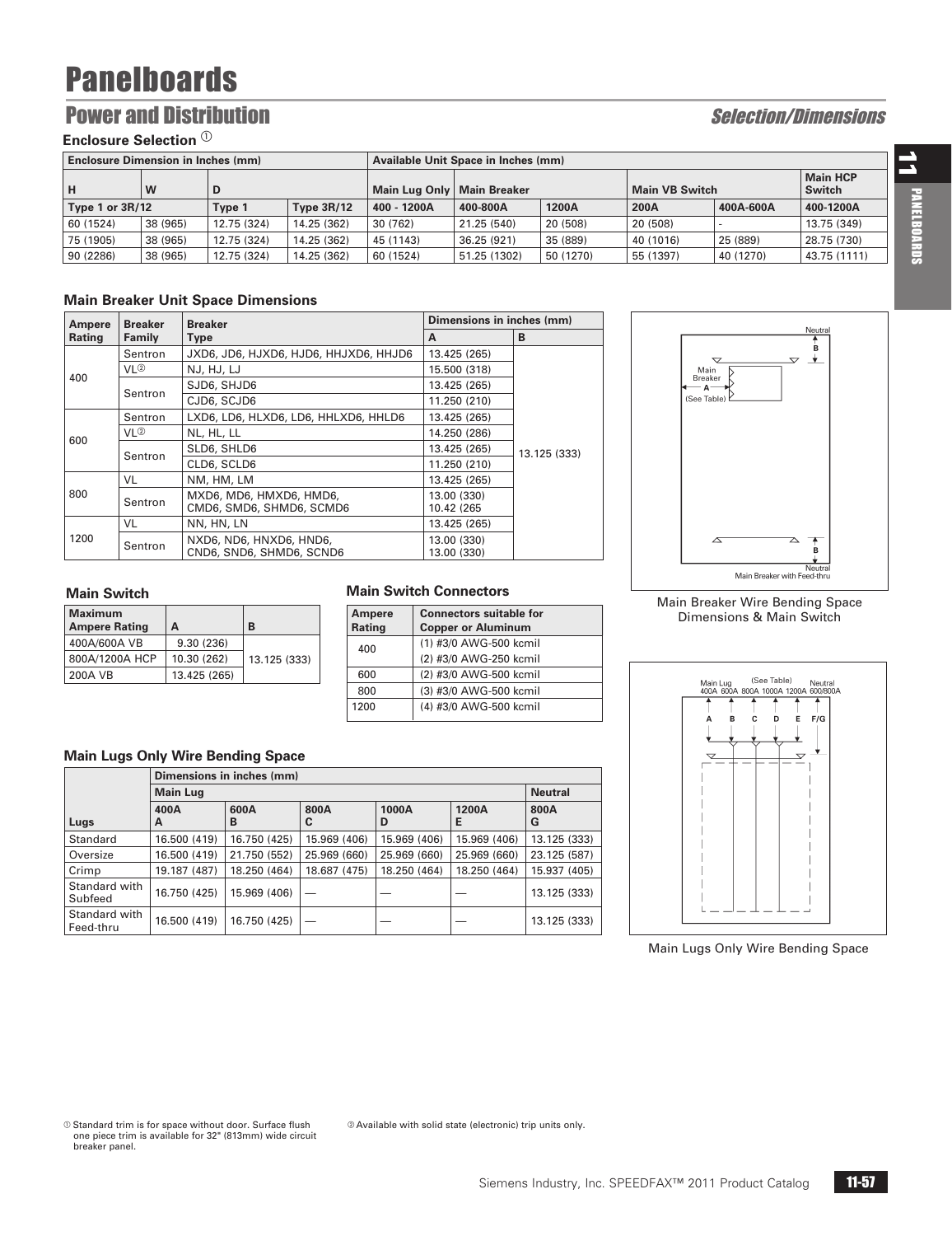# Panelboards

## Power and Distribution

*Selection/Dimensions*

### Enclosure Selection [1]

| Enclosure Dimension in Inches (mm) | | | | Available Unit Space in Inches (mm) | | | | | |
|---|---|---|---|---|---|---|---|---|---|
| H | W | D | | Main Lug Only | Main Breaker | | Main VB Switch | | Main HCP Switch |
| Type 1 or 3R/12 | | Type 1 | Type 3R/12 | 400 - 1200A | 400-800A | 1200A | 200A | 400A-600A | 400-1200A |
| 60 (1524) | 38 (965) | 12.75 (324) | 14.25 (362) | 30 (762) | 21.25 (540) | 20 (508) | 20 (508) | - | 13.75 (349) |
| 75 (1905) | 38 (965) | 12.75 (324) | 14.25 (362) | 45 (1143) | 36.25 (921) | 35 (889) | 40 (1016) | 25 (889) | 28.75 (730) |
| 90 (2286) | 38 (965) | 12.75 (324) | 14.25 (362) | 60 (1524) | 51.25 (1302) | 50 (1270) | 55 (1397) | 40 (1270) | 43.75 (1111) |

### Main Breaker Unit Space Dimensions

| Ampere Rating | Breaker Family | Breaker Type | Dimensions in inches (mm) A | B |
|---|---|---|---|---|
| 400 | Sentron | JXD6, JD6, HJXD6, HJD6, HHJXD6, HHJD6 | 13.425 (265) | 13.125 (333) |
| | VL[2] | NJ, HJ, LJ | 15.500 (318) | |
| | Sentron | SJD6, SHJD6 | 13.425 (265) | |
| | | CJD6, SCJD6 | 11.250 (210) | |
| 600 | Sentron | LXD6, LD6, HLXD6, HLD6, HHLXD6, HHLD6 | 13.425 (265) | |
| | VL[2] | NL, HL, LL | 14.250 (286) | |
| | Sentron | SLD6, SHLD6 | 13.425 (265) | |
| | | CLD6, SCLD6 | 11.250 (210) | |
| 800 | VL | NM, HM, LM | 13.425 (265) | |
| | Sentron | MXD6, MD6, HMXD6, HMD6, CMD6, SMD6, SHMD6, SCMD6 | 13.00 (330) 10.42 (265 | |
| 1200 | VL | NN, HN, LN | 13.425 (265) | |
| | Sentron | NXD6, ND6, HNXD6, HND6, CND6, SND6, SHMD6, SCND6 | 13.00 (330) 13.00 (330) | |

Main Breaker Wire Bending Space Dimensions & Main Switch

### Main Switch

| Maximum Ampere Rating | A | B |
|---|---|---|
| 400A/600A VB | 9.30 (236) | 13.125 (333) |
| 800A/1200A HCP | 10.30 (262) | |
| 200A VB | 13.425 (265) | |

### Main Switch Connectors

| Ampere Rating | Connectors suitable for Copper or Aluminum |
|---|---|
| 400 | (1) #3/0 AWG-500 kcmil<br>(2) #3/0 AWG-250 kcmil |
| 600 | (2) #3/0 AWG-500 kcmil |
| 800 | (3) #3/0 AWG-500 kcmil |
| 1200 | (4) #3/0 AWG-500 kcmil |

### Main Lugs Only Wire Bending Space

| | Dimensions in inches (mm) | | | | | |
|---|---|---|---|---|---|---|
| | Main Lug | | | | | Neutral |
| Lugs | 400A A | 600A B | 800A C | 1000A D | 1200A E | 800A G |
| Standard | 16.500 (419) | 16.750 (425) | 15.969 (406) | 15.969 (406) | 15.969 (406) | 13.125 (333) |
| Oversize | 16.500 (419) | 21.750 (552) | 25.969 (660) | 25.969 (660) | 25.969 (660) | 23.125 (587) |
| Crimp | 19.187 (487) | 18.250 (464) | 18.687 (475) | 18.250 (464) | 18.250 (464) | 15.937 (405) |
| Standard with Subfeed | 16.750 (425) | 15.969 (406) | — | — | — | 13.125 (333) |
| Standard with Feed-thru | 16.500 (419) | 16.750 (425) | — | — | — | 13.125 (333) |

Main Lugs Only Wire Bending Space

[1] Standard trim is for space without door. Surface flush one piece trim is available for 32" (813mm) wide circuit breaker panel.

[2] Available with solid state (electronic) trip units only.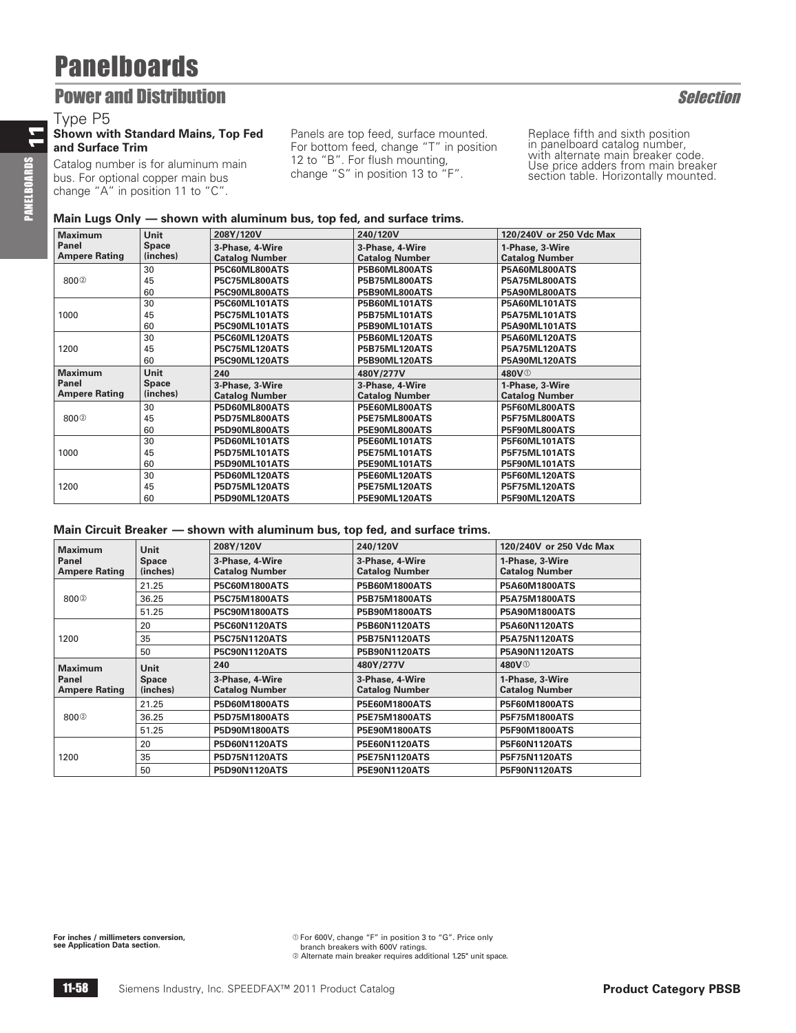# Panelboards

## Power and Distribution

*Selection*

### Type P5

**Shown with Standard Mains, Top Fed and Surface Trim**

Catalog number is for aluminum main bus. For optional copper main bus change "A" in position 11 to "C".

Panels are top feed, surface mounted. For bottom feed, change "T" in position 12 to "B". For flush mounting, change "S" in position 13 to "F".

Replace fifth and sixth position in panelboard catalog number, with alternate main breaker code. Use price adders from main breaker section table. Horizontally mounted.

**Main Lugs Only — shown with aluminum bus, top fed, and surface trims.**

| Maximum Panel Ampere Rating | Unit Space (inches) | 208Y/120V 3-Phase, 4-Wire Catalog Number | 240/120V 3-Phase, 4-Wire Catalog Number | 120/240V or 250 Vdc Max 1-Phase, 3-Wire Catalog Number |
|---|---|---|---|---|
| 800② | 30 | P5C60ML800ATS | P5B60ML800ATS | P5A60ML800ATS |
| | 45 | P5C75ML800ATS | P5B75ML800ATS | P5A75ML800ATS |
| | 60 | P5C90ML800ATS | P5B90ML800ATS | P5A90ML800ATS |
| 1000 | 30 | P5C60ML101ATS | P5B60ML101ATS | P5A60ML101ATS |
| | 45 | P5C75ML101ATS | P5B75ML101ATS | P5A75ML101ATS |
| | 60 | P5C90ML101ATS | P5B90ML101ATS | P5A90ML101ATS |
| 1200 | 30 | P5C60ML120ATS | P5B60ML120ATS | P5A60ML120ATS |
| | 45 | P5C75ML120ATS | P5B75ML120ATS | P5A75ML120ATS |
| | 60 | P5C90ML120ATS | P5B90ML120ATS | P5A90ML120ATS |
| **Maximum Panel Ampere Rating** | **Unit Space (inches)** | **240 3-Phase, 3-Wire Catalog Number** | **480Y/277V 3-Phase, 4-Wire Catalog Number** | **480V① 1-Phase, 3-Wire Catalog Number** |
| 800② | 30 | P5D60ML800ATS | P5E60ML800ATS | P5F60ML800ATS |
| | 45 | P5D75ML800ATS | P5E75ML800ATS | P5F75ML800ATS |
| | 60 | P5D90ML800ATS | P5E90ML800ATS | P5F90ML800ATS |
| 1000 | 30 | P5D60ML101ATS | P5E60ML101ATS | P5F60ML101ATS |
| | 45 | P5D75ML101ATS | P5E75ML101ATS | P5F75ML101ATS |
| | 60 | P5D90ML101ATS | P5E90ML101ATS | P5F90ML101ATS |
| 1200 | 30 | P5D60ML120ATS | P5E60ML120ATS | P5F60ML120ATS |
| | 45 | P5D75ML120ATS | P5E75ML120ATS | P5F75ML120ATS |
| | 60 | P5D90ML120ATS | P5E90ML120ATS | P5F90ML120ATS |

**Main Circuit Breaker — shown with aluminum bus, top fed, and surface trims.**

| Maximum Panel Ampere Rating | Unit Space (inches) | 208Y/120V 3-Phase, 4-Wire Catalog Number | 240/120V 3-Phase, 4-Wire Catalog Number | 120/240V or 250 Vdc Max 1-Phase, 3-Wire Catalog Number |
|---|---|---|---|---|
| 800② | 21.25 | P5C60M1800ATS | P5B60M1800ATS | P5A60M1800ATS |
| | 36.25 | P5C75M1800ATS | P5B75M1800ATS | P5A75M1800ATS |
| | 51.25 | P5C90M1800ATS | P5B90M1800ATS | P5A90M1800ATS |
| 1200 | 20 | P5C60N1120ATS | P5B60N1120ATS | P5A60N1120ATS |
| | 35 | P5C75N1120ATS | P5B75N1120ATS | P5A75N1120ATS |
| | 50 | P5C90N1120ATS | P5B90N1120ATS | P5A90N1120ATS |
| **Maximum Panel Ampere Rating** | **Unit Space (inches)** | **240 3-Phase, 4-Wire Catalog Number** | **480Y/277V 3-Phase, 4-Wire Catalog Number** | **480V① 1-Phase, 3-Wire Catalog Number** |
| 800② | 21.25 | P5D60M1800ATS | P5E60M1800ATS | P5F60M1800ATS |
| | 36.25 | P5D75M1800ATS | P5E75M1800ATS | P5F75M1800ATS |
| | 51.25 | P5D90M1800ATS | P5E90M1800ATS | P5F90M1800ATS |
| 1200 | 20 | P5D60N1120ATS | P5E60N1120ATS | P5F60N1120ATS |
| | 35 | P5D75N1120ATS | P5E75N1120ATS | P5F75N1120ATS |
| | 50 | P5D90N1120ATS | P5E90N1120ATS | P5F90N1120ATS |

**For inches / millimeters conversion, see Application Data section.**

① For 600V, change "F" in position 3 to "G". Price only branch breakers with 600V ratings.
② Alternate main breaker requires additional 1.25" unit space.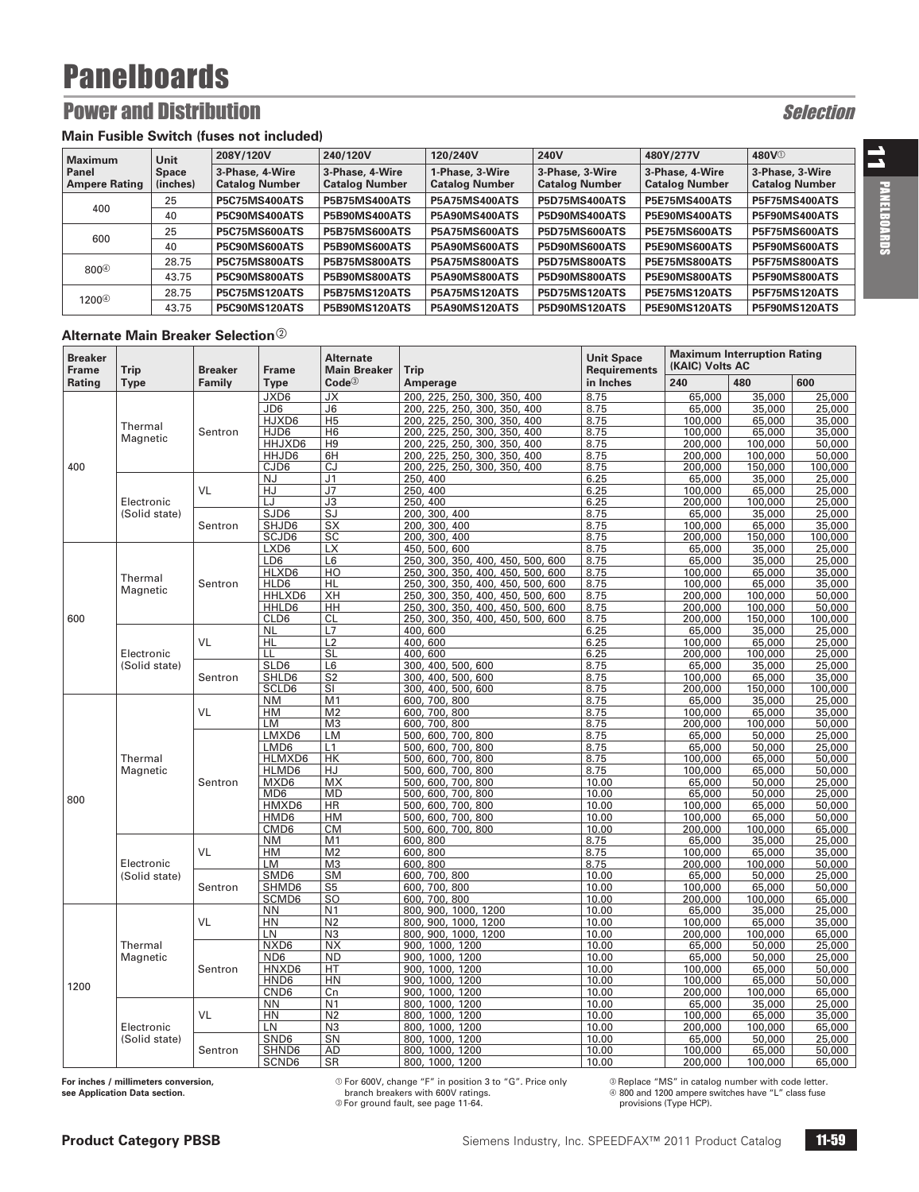# Panelboards

## Power and Distribution

*Selection*

### Main Fusible Switch (fuses not included)

| Maximum Panel Ampere Rating | Unit Space (inches) | 208Y/120V 3-Phase, 4-Wire Catalog Number | 240/120V 3-Phase, 4-Wire Catalog Number | 120/240V 1-Phase, 3-Wire Catalog Number | 240V 3-Phase, 3-Wire Catalog Number | 480Y/277V 3-Phase, 4-Wire Catalog Number | 480V[1] 3-Phase, 3-Wire Catalog Number |
|---|---|---|---|---|---|---|---|
| 400 | 25 | **P5C75MS400ATS** | **P5B75MS400ATS** | **P5A75MS400ATS** | **P5D75MS400ATS** | **P5E75MS400ATS** | **P5F75MS400ATS** |
| | 40 | **P5C90MS400ATS** | **P5B90MS400ATS** | **P5A90MS400ATS** | **P5D90MS400ATS** | **P5E90MS400ATS** | **P5F90MS400ATS** |
| 600 | 25 | **P5C75MS600ATS** | **P5B75MS600ATS** | **P5A75MS600ATS** | **P5D75MS600ATS** | **P5E75MS600ATS** | **P5F75MS600ATS** |
| | 40 | **P5C90MS600ATS** | **P5B90MS600ATS** | **P5A90MS600ATS** | **P5D90MS600ATS** | **P5E90MS600ATS** | **P5F90MS600ATS** |
| 800[4] | 28.75 | **P5C75MS800ATS** | **P5B75MS800ATS** | **P5A75MS800ATS** | **P5D75MS800ATS** | **P5E75MS800ATS** | **P5F75MS800ATS** |
| | 43.75 | **P5C90MS800ATS** | **P5B90MS800ATS** | **P5A90MS800ATS** | **P5D90MS800ATS** | **P5E90MS800ATS** | **P5F90MS800ATS** |
| 1200[4] | 28.75 | **P5C75MS120ATS** | **P5B75MS120ATS** | **P5A75MS120ATS** | **P5D75MS120ATS** | **P5E75MS120ATS** | **P5F75MS120ATS** |
| | 43.75 | **P5C90MS120ATS** | **P5B90MS120ATS** | **P5A90MS120ATS** | **P5D90MS120ATS** | **P5E90MS120ATS** | **P5F90MS120ATS** |

### Alternate Main Breaker Selection[2]

| Breaker Frame Rating | Trip Type | Breaker Family | Frame Type | Alternate Main Breaker Code[3] | Trip Amperage | Unit Space Requirements in Inches | Maximum Interruption Rating (KAIC) Volts AC 240 | 480 | 600 |
|---|---|---|---|---|---|---|---|---|---|
| 400 | Thermal Magnetic | Sentron | JXD6 | JX | 200, 225, 250, 300, 350, 400 | 8.75 | 65,000 | 35,000 | 25,000 |
| | | | JD6 | J6 | 200, 225, 250, 300, 350, 400 | 8.75 | 65,000 | 35,000 | 25,000 |
| | | | HJXD6 | H5 | 200, 225, 250, 300, 350, 400 | 8.75 | 100,000 | 65,000 | 35,000 |
| | | | HJD6 | H6 | 200, 225, 250, 300, 350, 400 | 8.75 | 100,000 | 65,000 | 35,000 |
| | | | HHJXD6 | H9 | 200, 225, 250, 300, 350, 400 | 8.75 | 200,000 | 100,000 | 50,000 |
| | | | HHJD6 | 6H | 200, 225, 250, 300, 350, 400 | 8.75 | 200,000 | 100,000 | 50,000 |
| | | | CJD6 | CJ | 200, 225, 250, 300, 350, 400 | 8.75 | 200,000 | 150,000 | 100,000 |
| | Electronic (Solid state) | VL | NJ | J1 | 250, 400 | 6.25 | 65,000 | 35,000 | 25,000 |
| | | | HJ | J7 | 250, 400 | 6.25 | 100,000 | 65,000 | 25,000 |
| | | | LJ | J3 | 250, 400 | 6.25 | 200,000 | 100,000 | 25,000 |
| | | Sentron | SJD6 | SJ | 200, 300, 400 | 8.75 | 65,000 | 35,000 | 25,000 |
| | | | SHJD6 | SX | 200, 300, 400 | 8.75 | 100,000 | 65,000 | 35,000 |
| | | | SCJD6 | SC | 200, 300, 400 | 8.75 | 200,000 | 150,000 | 100,000 |
| 600 | Thermal Magnetic | Sentron | LXD6 | LX | 450, 500, 600 | 8.75 | 65,000 | 35,000 | 25,000 |
| | | | LD6 | L6 | 250, 300, 350, 400, 450, 500, 600 | 8.75 | 65,000 | 35,000 | 25,000 |
| | | | HLXD6 | HO | 250, 300, 350, 400, 450, 500, 600 | 8.75 | 100,000 | 65,000 | 35,000 |
| | | | HLD6 | HL | 250, 300, 350, 400, 450, 500, 600 | 8.75 | 100,000 | 65,000 | 35,000 |
| | | | HHLXD6 | XH | 250, 300, 350, 400, 450, 500, 600 | 8.75 | 200,000 | 100,000 | 50,000 |
| | | | HHLD6 | HH | 250, 300, 350, 400, 450, 500, 600 | 8.75 | 200,000 | 100,000 | 50,000 |
| | | | CLD6 | CL | 250, 300, 350, 400, 450, 500, 600 | 8.75 | 200,000 | 150,000 | 100,000 |
| | Electronic (Solid state) | VL | NL | L7 | 400, 600 | 6.25 | 65,000 | 35,000 | 25,000 |
| | | | HL | L2 | 400, 600 | 6.25 | 100,000 | 65,000 | 25,000 |
| | | | LL | SL | 400, 600 | 6.25 | 200,000 | 100,000 | 25,000 |
| | | Sentron | SLD6 | L6 | 300, 400, 500, 600 | 8.75 | 65,000 | 35,000 | 25,000 |
| | | | SHLD6 | S2 | 300, 400, 500, 600 | 8.75 | 100,000 | 65,000 | 35,000 |
| | | | SCLD6 | SI | 300, 400, 500, 600 | 8.75 | 200,000 | 150,000 | 100,000 |
| 800 | Thermal Magnetic | VL | NM | M1 | 600, 700, 800 | 8.75 | 65,000 | 35,000 | 25,000 |
| | | | HM | M2 | 600, 700, 800 | 8.75 | 100,000 | 65,000 | 35,000 |
| | | | LM | M3 | 600, 700, 800 | 8.75 | 200,000 | 100,000 | 50,000 |
| | | Sentron | LMXD6 | LM | 500, 600, 700, 800 | 8.75 | 65,000 | 50,000 | 25,000 |
| | | | LMD6 | L1 | 500, 600, 700, 800 | 8.75 | 65,000 | 50,000 | 25,000 |
| | | | HLMXD6 | HK | 500, 600, 700, 800 | 8.75 | 100,000 | 65,000 | 50,000 |
| | | | HLMD6 | HJ | 500, 600, 700, 800 | 8.75 | 100,000 | 65,000 | 50,000 |
| | | | MXD6 | MX | 500, 600, 700, 800 | 10.00 | 65,000 | 50,000 | 25,000 |
| | | | MD6 | MD | 500, 600, 700, 800 | 10.00 | 65,000 | 50,000 | 25,000 |
| | | | HMXD6 | HR | 500, 600, 700, 800 | 10.00 | 100,000 | 65,000 | 50,000 |
| | | | HMD6 | HM | 500, 600, 700, 800 | 10.00 | 100,000 | 65,000 | 50,000 |
| | | | CMD6 | CM | 500, 600, 700, 800 | 10.00 | 200,000 | 100,000 | 65,000 |
| | Electronic (Solid state) | VL | NM | M1 | 600, 800 | 8.75 | 65,000 | 35,000 | 25,000 |
| | | | HM | M2 | 600, 800 | 8.75 | 100,000 | 65,000 | 35,000 |
| | | | LM | M3 | 600, 800 | 8.75 | 200,000 | 100,000 | 50,000 |
| | | Sentron | SMD6 | SM | 600, 700, 800 | 10.00 | 65,000 | 50,000 | 25,000 |
| | | | SHMD6 | S5 | 600, 700, 800 | 10.00 | 100,000 | 65,000 | 50,000 |
| | | | SCMD6 | SO | 600, 700, 800 | 10.00 | 200,000 | 100,000 | 65,000 |
| 1200 | Thermal Magnetic | VL | NN | N1 | 800, 900, 1000, 1200 | 10.00 | 65,000 | 35,000 | 25,000 |
| | | | HN | N2 | 800, 900, 1000, 1200 | 10.00 | 100,000 | 65,000 | 35,000 |
| | | | LN | N3 | 800, 900, 1000, 1200 | 10.00 | 200,000 | 100,000 | 65,000 |
| | | Sentron | NXD6 | NX | 900, 1000, 1200 | 10.00 | 65,000 | 50,000 | 25,000 |
| | | | ND6 | ND | 900, 1000, 1200 | 10.00 | 65,000 | 50,000 | 25,000 |
| | | | HNXD6 | HT | 900, 1000, 1200 | 10.00 | 100,000 | 65,000 | 50,000 |
| | | | HND6 | HN | 900, 1000, 1200 | 10.00 | 100,000 | 65,000 | 50,000 |
| | | | CND6 | Cn | 900, 1000, 1200 | 10.00 | 200,000 | 100,000 | 65,000 |
| | Electronic (Solid state) | VL | NN | N1 | 800, 1000, 1200 | 10.00 | 65,000 | 35,000 | 25,000 |
| | | | HN | N2 | 800, 1000, 1200 | 10.00 | 100,000 | 65,000 | 35,000 |
| | | | LN | N3 | 800, 1000, 1200 | 10.00 | 200,000 | 100,000 | 65,000 |
| | | Sentron | SND6 | SN | 800, 1000, 1200 | 10.00 | 65,000 | 50,000 | 25,000 |
| | | | SHND6 | AD | 800, 1000, 1200 | 10.00 | 100,000 | 65,000 | 50,000 |
| | | | SCND6 | SR | 800, 1000, 1200 | 10.00 | 200,000 | 100,000 | 65,000 |

**For inches / millimeters conversion, see Application Data section.**

[1] For 600V, change "F" in position 3 to "G". Price only branch breakers with 600V ratings.
[2] For ground fault, see page 11-64.
[3] Replace "MS" in catalog number with code letter.
[4] 800 and 1200 ampere switches have "L" class fuse provisions (Type HCP).

**Product Category PBSB**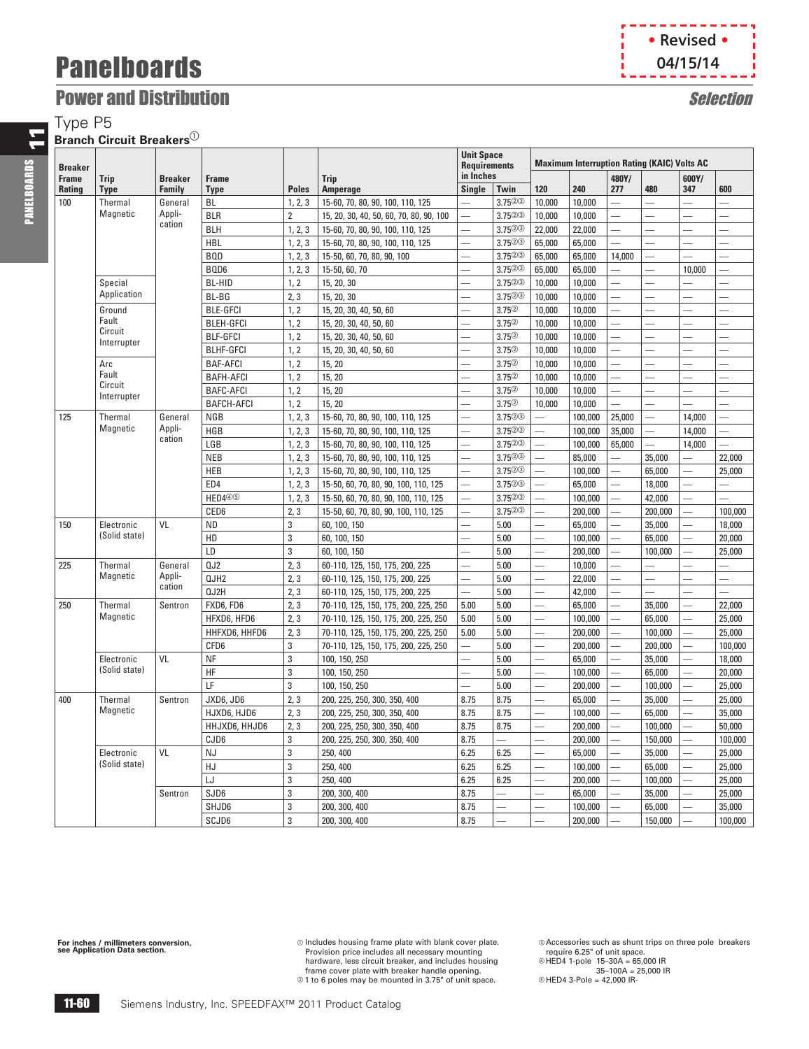• Revised •
04/15/14

# Panelboards

## Power and Distribution

*Selection*

### Type P5

**Branch Circuit Breakers** ①

| Breaker Frame Rating | Trip Type | Breaker Family | Frame Type | Poles | Trip Amperage | Unit Space Requirements in Inches | | Maximum Interruption Rating (KAIC) Volts AC | | | | | |
|---|---|---|---|---|---|---|---|---|---|---|---|---|---|
| | | | | | | Single | Twin | 120 | 240 | 480Y/277 | 480 | 600Y/347 | 600 |
| 100 | Thermal Magnetic | General Application | BL | 1, 2, 3 | 15-60, 70, 80, 90, 100, 110, 125 | — | 3.75②③ | 10,000 | 10,000 | — | — | — | — |
| | | | BLR | 2 | 15, 20, 30, 40, 50, 60, 70, 80, 90, 100 | — | 3.75②③ | 10,000 | 10,000 | — | — | — | — |
| | | | BLH | 1, 2, 3 | 15-60, 70, 80, 90, 100, 110, 125 | — | 3.75②③ | 22,000 | 22,000 | — | — | — | — |
| | | | HBL | 1, 2, 3 | 15-60, 70, 80, 90, 100, 110, 125 | — | 3.75②③ | 65,000 | 65,000 | — | — | — | — |
| | | | BQD | 1, 2, 3 | 15-50, 60, 70, 80, 90, 100 | — | 3.75②③ | 65,000 | 65,000 | 14,000 | — | — | — |
| | | | BQD6 | 1, 2, 3 | 15-50, 60, 70 | — | 3.75②③ | 65,000 | 65,000 | — | — | 10,000 | — |
| | Special Application | | BL-HID | 1, 2 | 15, 20, 30 | — | 3.75②③ | 10,000 | 10,000 | — | — | — | — |
| | | | BL-BG | 2, 3 | 15, 20, 30 | — | 3.75②③ | 10,000 | 10,000 | — | — | — | — |
| | Ground Fault Circuit Interrupter | | BLE-GFCI | 1, 2 | 15, 20, 30, 40, 50, 60 | — | 3.75② | 10,000 | 10,000 | — | — | — | — |
| | | | BLEH-GFCI | 1, 2 | 15, 20, 30, 40, 50, 60 | — | 3.75② | 10,000 | 10,000 | — | — | — | — |
| | | | BLF-GFCI | 1, 2 | 15, 20, 30, 40, 50, 60 | — | 3.75② | 10,000 | 10,000 | — | — | — | — |
| | | | BLHF-GFCI | 1, 2 | 15, 20, 30, 40, 50, 60 | — | 3.75② | 10,000 | 10,000 | — | — | — | — |
| | Arc Fault Circuit Interrupter | | BAF-AFCI | 1, 2 | 15, 20 | — | 3.75② | 10,000 | 10,000 | — | — | — | — |
| | | | BAFH-AFCI | 1, 2 | 15, 20 | — | 3.75② | 10,000 | 10,000 | — | — | — | — |
| | | | BAFC-AFCI | 1, 2 | 15, 20 | — | 3.75② | 10,000 | 10,000 | — | — | — | — |
| | | | BAFCH-AFCI | 1, 2 | 15, 20 | — | 3.75② | 10,000 | 10,000 | — | — | — | — |
| 125 | Thermal Magnetic | General Application | NGB | 1, 2, 3 | 15-60, 70, 80, 90, 100, 110, 125 | — | 3.75②③ | — | 100,000 | 25,000 | — | 14,000 | — |
| | | | HGB | 1, 2, 3 | 15-60, 70, 80, 90, 100, 110, 125 | — | 3.75②③ | — | 100,000 | 35,000 | — | 14,000 | — |
| | | | LGB | 1, 2, 3 | 15-60, 70, 80, 90, 100, 110, 125 | — | 3.75②③ | — | 100,000 | 65,000 | — | 14,000 | — |
| | | | NEB | 1, 2, 3 | 15-60, 70, 80, 90, 100, 110, 125 | — | 3.75②③ | — | 85,000 | — | 35,000 | — | 22,000 |
| | | | HEB | 1, 2, 3 | 15-60, 70, 80, 90, 100, 110, 125 | — | 3.75②③ | — | 100,000 | — | 65,000 | — | 25,000 |
| | | | ED4 | 1, 2, 3 | 15-50, 60, 70, 80, 90, 100, 110, 125 | — | 3.75②③ | — | 65,000 | — | 18,000 | — | — |
| | | | HED4④⑤ | 1, 2, 3 | 15-50, 60, 70, 80, 90, 100, 110, 125 | — | 3.75②③ | — | 100,000 | — | 42,000 | — | — |
| | | | CED6 | 2, 3 | 15-50, 60, 70, 80, 90, 100, 110, 125 | — | 3.75②③ | — | 200,000 | — | 200,000 | — | 100,000 |
| 150 | Electronic (Solid state) | VL | ND | 3 | 60, 100, 150 | — | 5.00 | — | 65,000 | — | 35,000 | — | 18,000 |
| | | | HD | 3 | 60, 100, 150 | — | 5.00 | — | 100,000 | — | 65,000 | — | 20,000 |
| | | | LD | 3 | 60, 100, 150 | — | 5.00 | — | 200,000 | — | 100,000 | — | 25,000 |
| 225 | Thermal Magnetic | General Application | QJ2 | 2, 3 | 60-110, 125, 150, 175, 200, 225 | — | 5.00 | — | 10,000 | — | — | — | — |
| | | | QJH2 | 2, 3 | 60-110, 125, 150, 175, 200, 225 | — | 5.00 | — | 22,000 | — | — | — | — |
| | | | QJ2H | 2, 3 | 60-110, 125, 150, 175, 200, 225 | — | 5.00 | — | 42,000 | — | — | — | — |
| 250 | Thermal Magnetic | Sentron | FXD6, FD6 | 2, 3 | 70-110, 125, 150, 175, 200, 225, 250 | 5.00 | 5.00 | — | 65,000 | — | 35,000 | — | 22,000 |
| | | | HFXD6, HFD6 | 2, 3 | 70-110, 125, 150, 175, 200, 225, 250 | 5.00 | 5.00 | — | 100,000 | — | 65,000 | — | 25,000 |
| | | | HHFXD6, HHFD6 | 2, 3 | 70-110, 125, 150, 175, 200, 225, 250 | 5.00 | 5.00 | — | 200,000 | — | 100,000 | — | 25,000 |
| | | | CFD6 | 3 | 70-110, 125, 150, 175, 200, 225, 250 | — | 5.00 | — | 200,000 | — | 200,000 | — | 100,000 |
| | Electronic (Solid state) | VL | NF | 3 | 100, 150, 250 | — | 5.00 | — | 65,000 | — | 35,000 | — | 18,000 |
| | | | HF | 3 | 100, 150, 250 | — | 5.00 | — | 100,000 | — | 65,000 | — | 20,000 |
| | | | LF | 3 | 100, 150, 250 | — | 5.00 | — | 200,000 | — | 100,000 | — | 25,000 |
| 400 | Thermal Magnetic | Sentron | JXD6, JD6 | 2, 3 | 200, 225, 250, 300, 350, 400 | 8.75 | 8.75 | — | 65,000 | — | 35,000 | — | 25,000 |
| | | | HJXD6, HJD6 | 2, 3 | 200, 225, 250, 300, 350, 400 | 8.75 | 8.75 | — | 100,000 | — | 65,000 | — | 35,000 |
| | | | HHJXD6, HHJD6 | 2, 3 | 200, 225, 250, 300, 350, 400 | 8.75 | 8.75 | — | 200,000 | — | 100,000 | — | 50,000 |
| | | | CJD6 | 3 | 200, 225, 250, 300, 350, 400 | 8.75 | — | — | 200,000 | — | 150,000 | — | 100,000 |
| | Electronic (Solid state) | VL | NJ | 3 | 250, 400 | 6.25 | 6.25 | — | 65,000 | — | 35,000 | — | 25,000 |
| | | | HJ | 3 | 250, 400 | 6.25 | 6.25 | — | 100,000 | — | 65,000 | — | 25,000 |
| | | | LJ | 3 | 250, 400 | 6.25 | 6.25 | — | 200,000 | — | 100,000 | — | 25,000 |
| | | Sentron | SJD6 | 3 | 200, 300, 400 | 8.75 | — | — | 65,000 | — | 35,000 | — | 25,000 |
| | | | SHJD6 | 3 | 200, 300, 400 | 8.75 | — | — | 100,000 | — | 65,000 | — | 35,000 |
| | | | SCJD6 | 3 | 200, 300, 400 | 8.75 | — | — | 200,000 | — | 150,000 | — | 100,000 |

**For inches / millimeters conversion, see Application Data section.**

① Includes housing frame plate with blank cover plate. Provision price includes all necessary mounting hardware, less circuit breaker, and includes housing frame cover plate with breaker handle opening.
② 1 to 6 poles may be mounted in 3.75" of unit space.
③ Accessories such as shunt trips on three pole breakers require 6.25" of unit space.
④ HED4 1-pole 15–30A = 65,000 IR
35–100A = 25,000 IR
⑤ HED4 3-Pole = 42,000 IR-

Siemens Industry, Inc. SPEEDFAX™ 2011 Product Catalog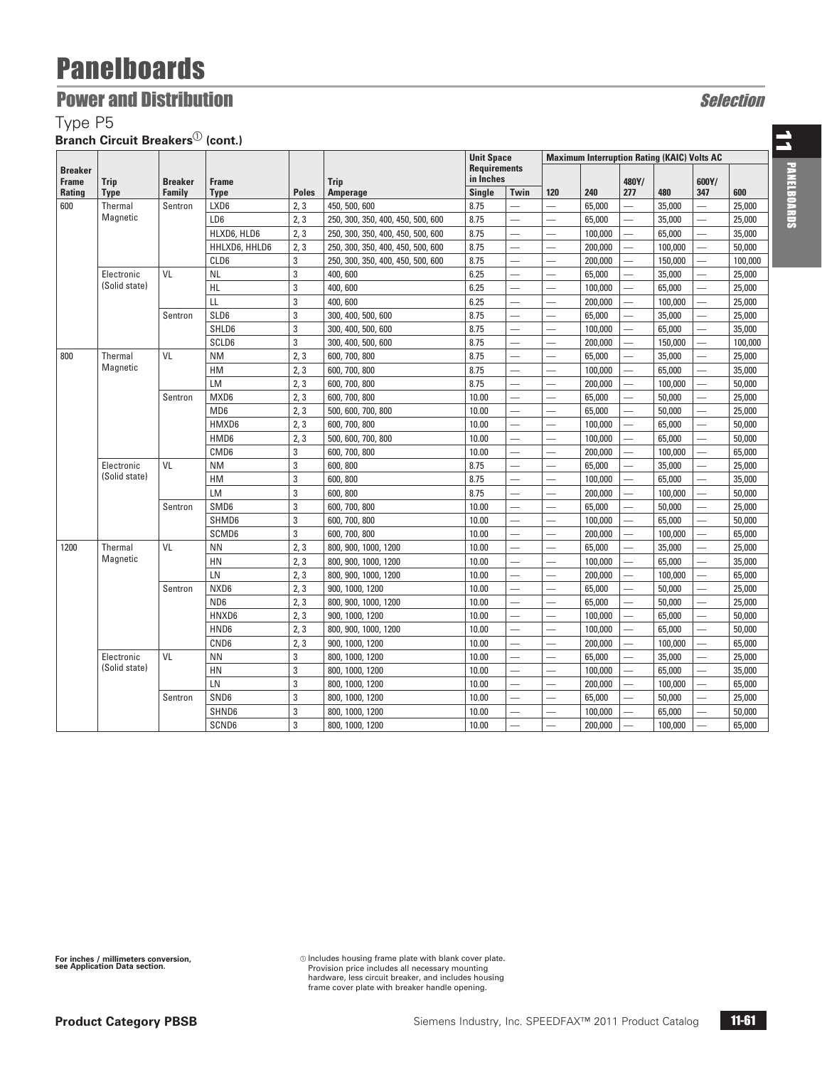# Panelboards

## Power and Distribution

*Selection*

### Type P5

**Branch Circuit Breakers① (cont.)**

| Breaker Frame Rating | Trip Type | Breaker Family | Frame Type | Poles | Trip Amperage | Unit Space Requirements in Inches | | Maximum Interruption Rating (KAIC) Volts AC | | | | | |
|---|---|---|---|---|---|---|---|---|---|---|---|---|---|
| | | | | | | Single | Twin | 120 | 240 | 480Y/ 277 | 480 | 600Y/ 347 | 600 |
| 600 | Thermal Magnetic | Sentron | LXD6 | 2, 3 | 450, 500, 600 | 8.75 | — | — | 65,000 | — | 35,000 | — | 25,000 |
| | | | LD6 | 2, 3 | 250, 300, 350, 400, 450, 500, 600 | 8.75 | — | — | 65,000 | — | 35,000 | — | 25,000 |
| | | | HLXD6, HLD6 | 2, 3 | 250, 300, 350, 400, 450, 500, 600 | 8.75 | — | — | 100,000 | — | 65,000 | — | 35,000 |
| | | | HHLXD6, HHLD6 | 2, 3 | 250, 300, 350, 400, 450, 500, 600 | 8.75 | — | — | 200,000 | — | 100,000 | — | 50,000 |
| | | | CLD6 | 3 | 250, 300, 350, 400, 450, 500, 600 | 8.75 | — | — | 200,000 | — | 150,000 | — | 100,000 |
| | Electronic (Solid state) | VL | NL | 3 | 400, 600 | 6.25 | — | — | 65,000 | — | 35,000 | — | 25,000 |
| | | | HL | 3 | 400, 600 | 6.25 | — | — | 100,000 | — | 65,000 | — | 25,000 |
| | | | LL | 3 | 400, 600 | 6.25 | — | — | 200,000 | — | 100,000 | — | 25,000 |
| | | Sentron | SLD6 | 3 | 300, 400, 500, 600 | 8.75 | — | — | 65,000 | — | 35,000 | — | 25,000 |
| | | | SHLD6 | 3 | 300, 400, 500, 600 | 8.75 | — | — | 100,000 | — | 65,000 | — | 35,000 |
| | | | SCLD6 | 3 | 300, 400, 500, 600 | 8.75 | — | — | 200,000 | — | 150,000 | — | 100,000 |
| 800 | Thermal Magnetic | VL | NM | 2, 3 | 600, 700, 800 | 8.75 | — | — | 65,000 | — | 35,000 | — | 25,000 |
| | | | HM | 2, 3 | 600, 700, 800 | 8.75 | — | — | 100,000 | — | 65,000 | — | 35,000 |
| | | | LM | 2, 3 | 600, 700, 800 | 8.75 | — | — | 200,000 | — | 100,000 | — | 50,000 |
| | | Sentron | MXD6 | 2, 3 | 600, 700, 800 | 10.00 | — | — | 65,000 | — | 50,000 | — | 25,000 |
| | | | MD6 | 2, 3 | 500, 600, 700, 800 | 10.00 | — | — | 65,000 | — | 50,000 | — | 25,000 |
| | | | HMXD6 | 2, 3 | 600, 700, 800 | 10.00 | — | — | 100,000 | — | 65,000 | — | 50,000 |
| | | | HMD6 | 2, 3 | 500, 600, 700, 800 | 10.00 | — | — | 100,000 | — | 65,000 | — | 50,000 |
| | | | CMD6 | 3 | 600, 700, 800 | 10.00 | — | — | 200,000 | — | 100,000 | — | 65,000 |
| | Electronic (Solid state) | VL | NM | 3 | 600, 800 | 8.75 | — | — | 65,000 | — | 35,000 | — | 25,000 |
| | | | HM | 3 | 600, 800 | 8.75 | — | — | 100,000 | — | 65,000 | — | 35,000 |
| | | | LM | 3 | 600, 800 | 8.75 | — | — | 200,000 | — | 100,000 | — | 50,000 |
| | | Sentron | SMD6 | 3 | 600, 700, 800 | 10.00 | — | — | 65,000 | — | 50,000 | — | 25,000 |
| | | | SHMD6 | 3 | 600, 700, 800 | 10.00 | — | — | 100,000 | — | 65,000 | — | 50,000 |
| | | | SCMD6 | 3 | 600, 700, 800 | 10.00 | — | — | 200,000 | — | 100,000 | — | 65,000 |
| 1200 | Thermal Magnetic | VL | NN | 2, 3 | 800, 900, 1000, 1200 | 10.00 | — | — | 65,000 | — | 35,000 | — | 25,000 |
| | | | HN | 2, 3 | 800, 900, 1000, 1200 | 10.00 | — | — | 100,000 | — | 65,000 | — | 35,000 |
| | | | LN | 2, 3 | 800, 900, 1000, 1200 | 10.00 | — | — | 200,000 | — | 100,000 | — | 65,000 |
| | | Sentron | NXD6 | 2, 3 | 900, 1000, 1200 | 10.00 | — | — | 65,000 | — | 50,000 | — | 25,000 |
| | | | ND6 | 2, 3 | 800, 900, 1000, 1200 | 10.00 | — | — | 65,000 | — | 50,000 | — | 25,000 |
| | | | HNXD6 | 2, 3 | 900, 1000, 1200 | 10.00 | — | — | 100,000 | — | 65,000 | — | 50,000 |
| | | | HND6 | 2, 3 | 800, 900, 1000, 1200 | 10.00 | — | — | 100,000 | — | 65,000 | — | 50,000 |
| | | | CND6 | 2, 3 | 900, 1000, 1200 | 10.00 | — | — | 200,000 | — | 100,000 | — | 65,000 |
| | Electronic (Solid state) | VL | NN | 3 | 800, 1000, 1200 | 10.00 | — | — | 65,000 | — | 35,000 | — | 25,000 |
| | | | HN | 3 | 800, 1000, 1200 | 10.00 | — | — | 100,000 | — | 65,000 | — | 35,000 |
| | | | LN | 3 | 800, 1000, 1200 | 10.00 | — | — | 200,000 | — | 100,000 | — | 65,000 |
| | | Sentron | SND6 | 3 | 800, 1000, 1200 | 10.00 | — | — | 65,000 | — | 50,000 | — | 25,000 |
| | | | SHND6 | 3 | 800, 1000, 1200 | 10.00 | — | — | 100,000 | — | 65,000 | — | 50,000 |
| | | | SCND6 | 3 | 800, 1000, 1200 | 10.00 | — | — | 200,000 | — | 100,000 | — | 65,000 |

**For inches / millimeters conversion, see Application Data section.**

① Includes housing frame plate with blank cover plate. Provision price includes all necessary mounting hardware, less circuit breaker, and includes housing frame cover plate with breaker handle opening.

**Product Category PBSB**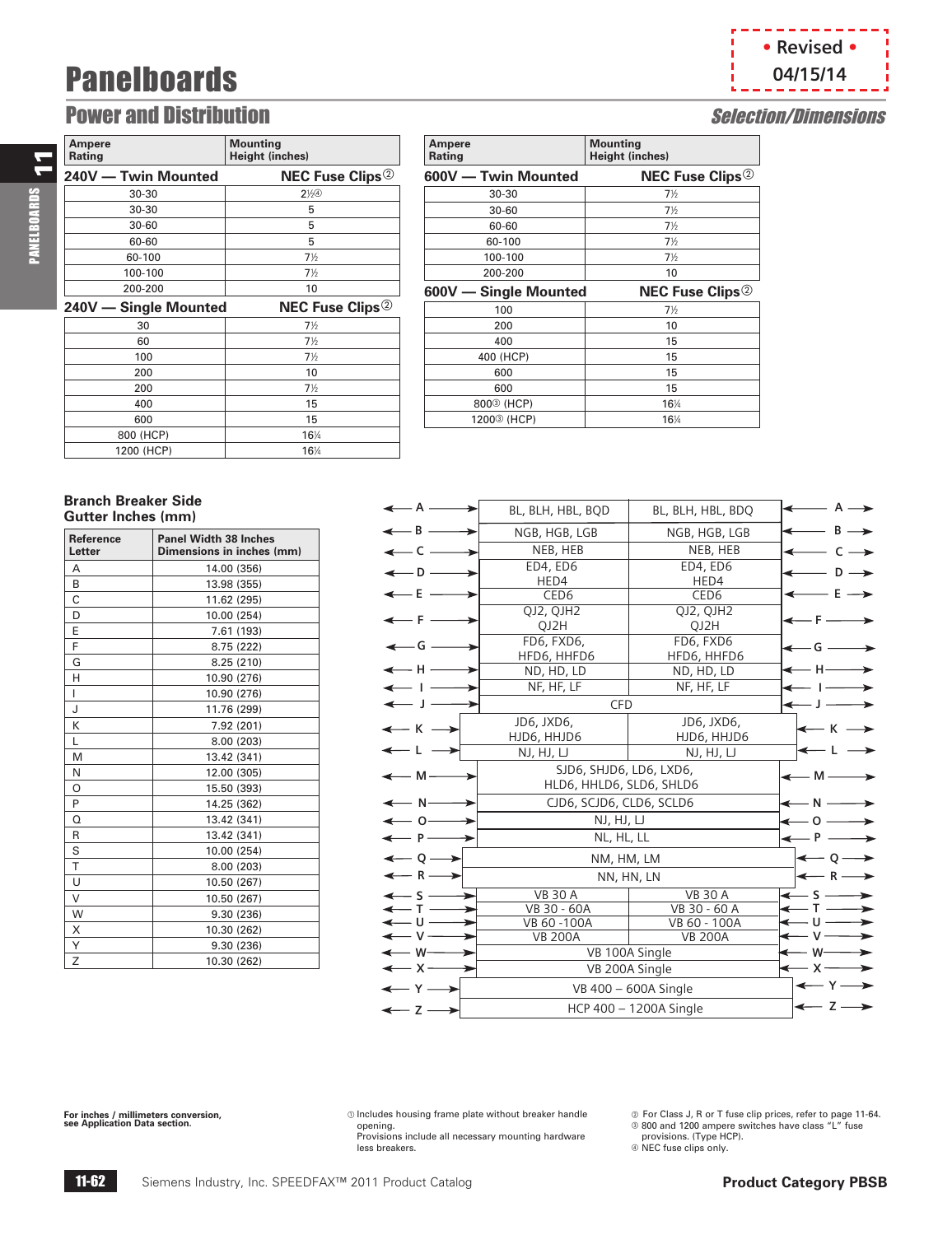# Panelboards

## Power and Distribution

*Selection/Dimensions*

• Revised • 04/15/14

| Ampere Rating | Mounting Height (inches) |
|---|---|
| **240V — Twin Mounted** | **NEC Fuse Clips②** |
| 30-30 | 2½④ |
| 30-30 | 5 |
| 30-60 | 5 |
| 60-60 | 5 |
| 60-100 | 7½ |
| 100-100 | 7½ |
| 200-200 | 10 |
| **240V — Single Mounted** | **NEC Fuse Clips②** |
| 30 | 7½ |
| 60 | 7½ |
| 100 | 7½ |
| 200 | 10 |
| 200 | 7½ |
| 400 | 15 |
| 600 | 15 |
| 800 (HCP) | 16¼ |
| 1200 (HCP) | 16¼ |

| Ampere Rating | Mounting Height (inches) |
|---|---|
| **600V — Twin Mounted** | **NEC Fuse Clips②** |
| 30-30 | 7½ |
| 30-60 | 7½ |
| 60-60 | 7½ |
| 60-100 | 7½ |
| 100-100 | 7½ |
| 200-200 | 10 |
| **600V — Single Mounted** | **NEC Fuse Clips②** |
| 100 | 7½ |
| 200 | 10 |
| 400 | 15 |
| 400 (HCP) | 15 |
| 600 | 15 |
| 600 | 15 |
| 800③ (HCP) | 16¼ |
| 1200③ (HCP) | 16¼ |

### Branch Breaker Side Gutter Inches (mm)

| Reference Letter | Panel Width 38 Inches Dimensions in inches (mm) |
|---|---|
| A | 14.00 (356) |
| B | 13.98 (355) |
| C | 11.62 (295) |
| D | 10.00 (254) |
| E | 7.61 (193) |
| F | 8.75 (222) |
| G | 8.25 (210) |
| H | 10.90 (276) |
| I | 10.90 (276) |
| J | 11.76 (299) |
| K | 7.92 (201) |
| L | 8.00 (203) |
| M | 13.42 (341) |
| N | 12.00 (305) |
| O | 15.50 (393) |
| P | 14.25 (362) |
| Q | 13.42 (341) |
| R | 13.42 (341) |
| S | 10.00 (254) |
| T | 8.00 (203) |
| U | 10.50 (267) |
| V | 10.50 (267) |
| W | 9.30 (236) |
| X | 10.30 (262) |
| Y | 9.30 (236) |
| Z | 10.30 (262) |

| Letter | Left Breakers | Right Breakers | Letter |
|---|---|---|---|
| A | BL, BLH, HBL, BQD | BL, BLH, HBL, BDQ | A |
| B | NGB, HGB, LGB | NGB, HGB, LGB | B |
| C | NEB, HEB | NEB, HEB | C |
| D | ED4, ED6 HED4 | ED4, ED6 HED4 | D |
| E | CED6 | CED6 | E |
| F | QJ2, QJH2 QJ2H | QJ2, QJH2 QJ2H | F |
| G | FD6, FXD6, HFD6, HHFD6 | FD6, FXD6, HFD6, HHFD6 | G |
| H | ND, HD, LD | ND, HD, LD | H |
| I | NF, HF, LF | NF, HF, LF | I |
| J | CFD | | J |
| K | JD6, JXD6, HJD6, HHJD6 | JD6, JXD6, HJD6, HHJD6 | K |
| L | NJ, HJ, LJ | NJ, HJ, LJ | L |
| M | SJD6, SHJD6, LD6, LXD6, HLD6, HHLD6, SLD6, SHLD6 | | M |
| N | CJD6, SCJD6, CLD6, SCLD6 | | N |
| O | NJ, HJ, LJ | | O |
| P | NL, HL, LL | | P |
| Q | NM, HM, LM | | Q |
| R | NN, HN, LN | | R |
| S | VB 30 A | VB 30 A | S |
| T | VB 30 - 60A | VB 30 - 60 A | T |
| U | VB 60 -100A | VB 60 - 100A | U |
| V | VB 200A | VB 200A | V |
| W | VB 100A Single | | W |
| X | VB 200A Single | | X |
| Y | VB 400 – 600A Single | | Y |
| Z | HCP 400 – 1200A Single | | Z |

**For inches / millimeters conversion, see Application Data section.**

① Includes housing frame plate without breaker handle opening. Provisions include all necessary mounting hardware less breakers.

② For Class J, R or T fuse clip prices, refer to page 11-64.
③ 800 and 1200 ampere switches have class "L" fuse provisions. (Type HCP).
④ NEC fuse clips only.

Siemens Industry, Inc. SPEEDFAX™ 2011 Product Catalog

**Product Category PBSB**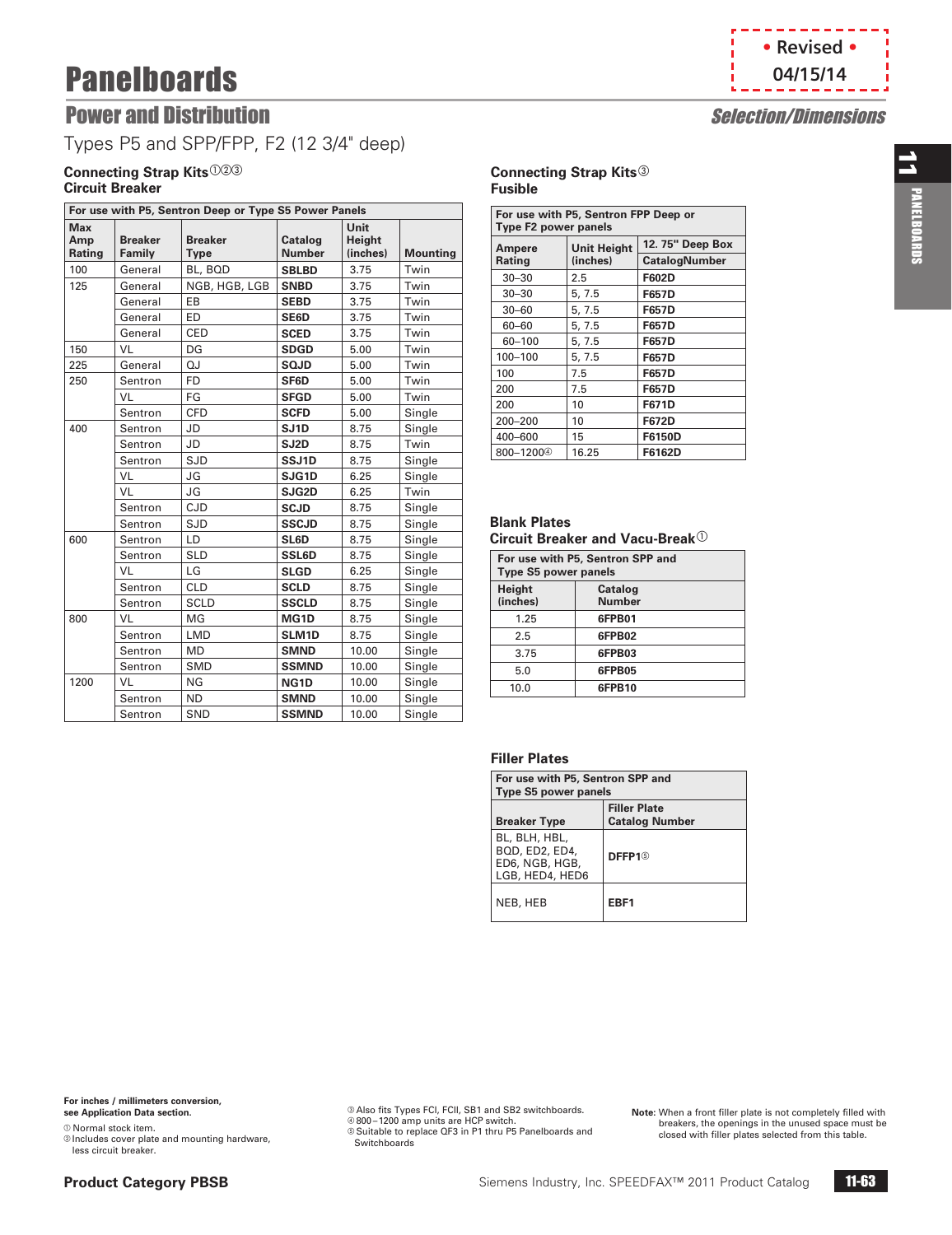• Revised •
04/15/14

# Panelboards

## Power and Distribution

*Selection/Dimensions*

Types P5 and SPP/FPP, F2 (12 3/4" deep)

### Connecting Strap Kits①②③
### Circuit Breaker

| For use with P5, Sentron Deep or Type S5 Power Panels | | | | | |
|---|---|---|---|---|---|
| Max Amp Rating | Breaker Family | Breaker Type | Catalog Number | Unit Height (inches) | Mounting |
| 100 | General | BL, BQD | **SBLBD** | 3.75 | Twin |
| 125 | General | NGB, HGB, LGB | **SNBD** | 3.75 | Twin |
| | General | EB | **SEBD** | 3.75 | Twin |
| | General | ED | **SE6D** | 3.75 | Twin |
| | General | CED | **SCED** | 3.75 | Twin |
| 150 | VL | DG | **SDGD** | 5.00 | Twin |
| 225 | General | QJ | **SQJD** | 5.00 | Twin |
| 250 | Sentron | FD | **SF6D** | 5.00 | Twin |
| | VL | FG | **SFGD** | 5.00 | Twin |
| | Sentron | CFD | **SCFD** | 5.00 | Single |
| 400 | Sentron | JD | **SJ1D** | 8.75 | Single |
| | Sentron | JD | **SJ2D** | 8.75 | Twin |
| | Sentron | SJD | **SSJ1D** | 8.75 | Single |
| | VL | JG | **SJG1D** | 6.25 | Single |
| | VL | JG | **SJG2D** | 6.25 | Twin |
| | Sentron | CJD | **SCJD** | 8.75 | Single |
| | Sentron | SJD | **SSCJD** | 8.75 | Single |
| 600 | Sentron | LD | **SL6D** | 8.75 | Single |
| | Sentron | SLD | **SSL6D** | 8.75 | Single |
| | VL | LG | **SLGD** | 6.25 | Single |
| | Sentron | CLD | **SCLD** | 8.75 | Single |
| | Sentron | SCLD | **SSCLD** | 8.75 | Single |
| 800 | VL | MG | **MG1D** | 8.75 | Single |
| | Sentron | LMD | **SLM1D** | 8.75 | Single |
| | Sentron | MD | **SMND** | 10.00 | Single |
| | Sentron | SMD | **SSMND** | 10.00 | Single |
| 1200 | VL | NG | **NG1D** | 10.00 | Single |
| | Sentron | ND | **SMND** | 10.00 | Single |
| | Sentron | SND | **SSMND** | 10.00 | Single |

### Connecting Strap Kits③
### Fusible

| For use with P5, Sentron FPP Deep or Type F2 power panels | | |
|---|---|---|
| Ampere Rating | Unit Height (inches) | 12. 75" Deep Box CatalogNumber |
| 30–30 | 2.5 | **F602D** |
| 30–30 | 5, 7.5 | **F657D** |
| 30–60 | 5, 7.5 | **F657D** |
| 60–60 | 5, 7.5 | **F657D** |
| 60–100 | 5, 7.5 | **F657D** |
| 100–100 | 5, 7.5 | **F657D** |
| 100 | 7.5 | **F657D** |
| 200 | 7.5 | **F657D** |
| 200 | 10 | **F671D** |
| 200–200 | 10 | **F672D** |
| 400–600 | 15 | **F6150D** |
| 800–1200④ | 16.25 | **F6162D** |

### Blank Plates
### Circuit Breaker and Vacu-Break①

| For use with P5, Sentron SPP and Type S5 power panels | |
|---|---|
| Height (inches) | Catalog Number |
| 1.25 | **6FPB01** |
| 2.5 | **6FPB02** |
| 3.75 | **6FPB03** |
| 5.0 | **6FPB05** |
| 10.0 | **6FPB10** |

### Filler Plates

| For use with P5, Sentron SPP and Type S5 power panels | |
|---|---|
| Breaker Type | Filler Plate Catalog Number |
| BL, BLH, HBL, BQD, ED2, ED4, ED6, NGB, HGB, LGB, HED4, HED6 | **DFFP1**⑤ |
| NEB, HEB | **EBF1** |

**For inches / millimeters conversion, see Application Data section.**

① Normal stock item.
② Includes cover plate and mounting hardware, less circuit breaker.
③ Also fits Types FCI, FCII, SB1 and SB2 switchboards.
④ 800 – 1200 amp units are HCP switch.
⑤ Suitable to replace QF3 in P1 thru P5 Panelboards and Switchboards

**Note:** When a front filler plate is not completely filled with breakers, the openings in the unused space must be closed with filler plates selected from this table.

**Product Category PBSB**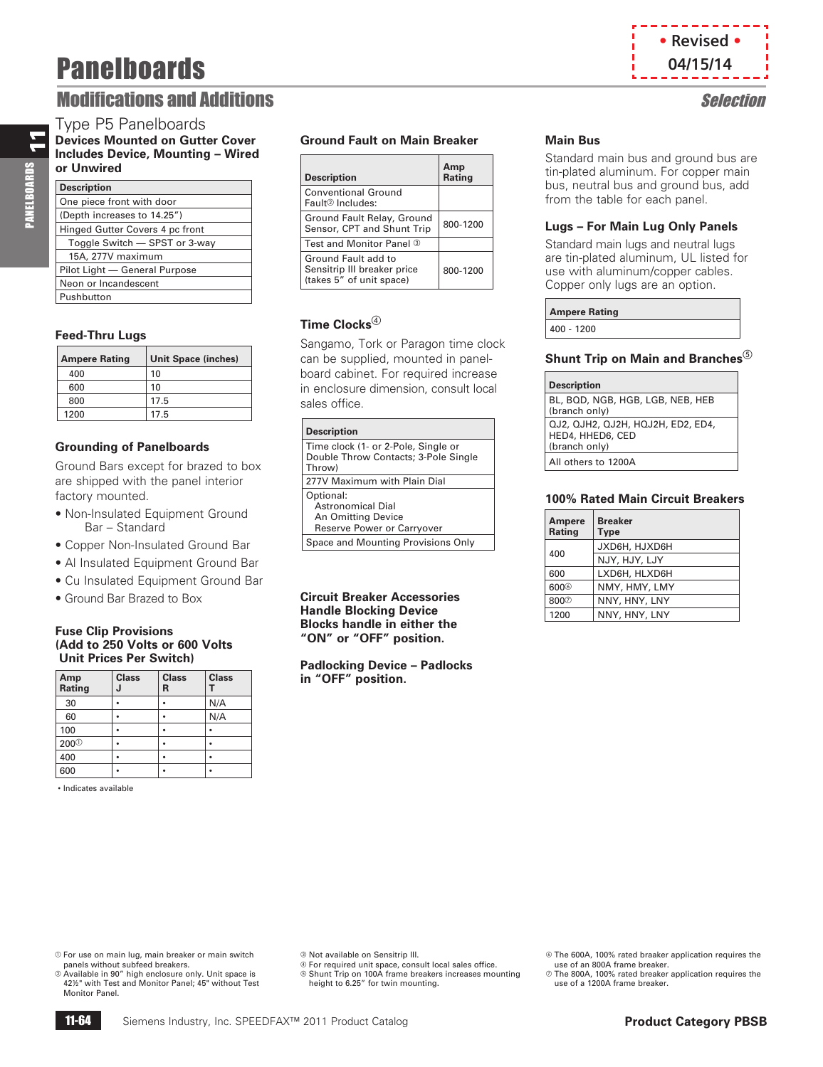# Panelboards

## Modifications and Additions

• Revised • 04/15/14

Selection

### Type P5 Panelboards

**Devices Mounted on Gutter Cover Includes Device, Mounting – Wired or Unwired**

| Description |
|---|
| One piece front with door |
| (Depth increases to 14.25") |
| Hinged Gutter Covers 4 pc front |
| Toggle Switch — SPST or 3-way |
| 15A, 277V maximum |
| Pilot Light — General Purpose |
| Neon or Incandescent |
| Pushbutton |

### Feed-Thru Lugs

| Ampere Rating | Unit Space (inches) |
|---|---|
| 400 | 10 |
| 600 | 10 |
| 800 | 17.5 |
| 1200 | 17.5 |

### Grounding of Panelboards

Ground Bars except for brazed to box are shipped with the panel interior factory mounted.

- Non-Insulated Equipment Ground Bar – Standard
- Copper Non-Insulated Ground Bar
- Al Insulated Equipment Ground Bar
- Cu Insulated Equipment Ground Bar
- Ground Bar Brazed to Box

### Fuse Clip Provisions (Add to 250 Volts or 600 Volts Unit Prices Per Switch)

| Amp Rating | Class J | Class R | Class T |
|---|---|---|---|
| 30 | • | • | N/A |
| 60 | • | • | N/A |
| 100 | • | • | • |
| 200[1] | • | • | • |
| 400 | • | • | • |
| 600 | • | • | • |

• Indicates available

### Ground Fault on Main Breaker

| Description | Amp Rating |
|---|---|
| Conventional Ground Fault[2] Includes: | |
| Ground Fault Relay, Ground Sensor, CPT and Shunt Trip | 800-1200 |
| Test and Monitor Panel [3] | |
| Ground Fault add to Sensitrip III breaker price (takes 5" of unit space) | 800-1200 |

### Time Clocks[4]

Sangamo, Tork or Paragon time clock can be supplied, mounted in panelboard cabinet. For required increase in enclosure dimension, consult local sales office.

| Description |
|---|
| Time clock (1- or 2-Pole, Single or Double Throw Contacts; 3-Pole Single Throw) |
| 277V Maximum with Plain Dial |
| Optional: Astronomical Dial; An Omitting Device; Reserve Power or Carryover |
| Space and Mounting Provisions Only |

### Circuit Breaker Accessories

**Handle Blocking Device Blocks handle in either the "ON" or "OFF" position.**

**Padlocking Device – Padlocks in "OFF" position.**

### Main Bus

Standard main bus and ground bus are tin-plated aluminum. For copper main bus, neutral bus and ground bus, add from the table for each panel.

### Lugs – For Main Lug Only Panels

Standard main lugs and neutral lugs are tin-plated aluminum, UL listed for use with aluminum/copper cables. Copper only lugs are an option.

| Ampere Rating |
|---|
| 400 - 1200 |

### Shunt Trip on Main and Branches[5]

| Description |
|---|
| BL, BQD, NGB, HGB, LGB, NEB, HEB (branch only) |
| QJ2, QJH2, QJ2H, HQJ2H, ED2, ED4, HED4, HHED6, CED (branch only) |
| All others to 1200A |

### 100% Rated Main Circuit Breakers

| Ampere Rating | Breaker Type |
|---|---|
| 400 | JXD6H, HJXD6H |
| | NJY, HJY, LJY |
| 600 | LXD6H, HLXD6H |
| 600[6] | NMY, HMY, LMY |
| 800[7] | NNY, HNY, LNY |
| 1200 | NNY, HNY, LNY |

[1] For use on main lug, main breaker or main switch panels without subfeed breakers.
[2] Available in 90" high enclosure only. Unit space is 42½" with Test and Monitor Panel; 45" without Test Monitor Panel.
[3] Not available on Sensitrip III.
[4] For required unit space, consult local sales office.
[5] Shunt Trip on 100A frame breakers increases mounting height to 6.25" for twin mounting.
[6] The 600A, 100% rated braaker application requires the use of an 800A frame breaker.
[7] The 800A, 100% rated breaker application requires the use of a 1200A frame breaker.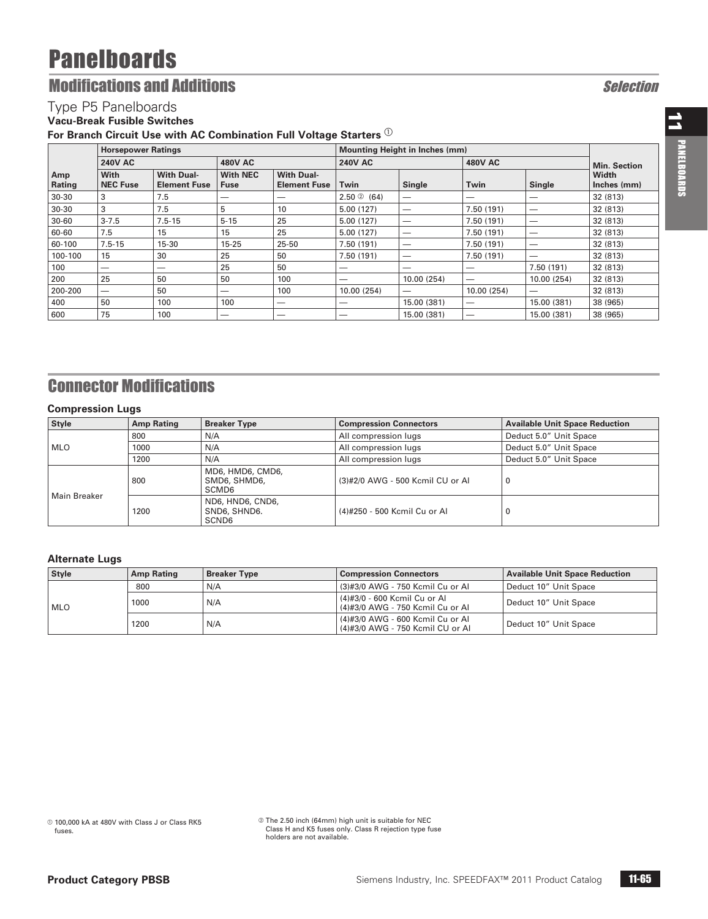# Panelboards

## Modifications and Additions

*Selection*

### Type P5 Panelboards

**Vacu-Break Fusible Switches**

**For Branch Circuit Use with AC Combination Full Voltage Starters ①**

| Amp Rating | Horsepower Ratings | | | | Mounting Height in Inches (mm) | | | | Min. Section Width Inches (mm) |
|---|---|---|---|---|---|---|---|---|---|
| | 240V AC | | 480V AC | | 240V AC | | 480V AC | | |
| | With NEC Fuse | With Dual-Element Fuse | With NEC Fuse | With Dual-Element Fuse | Twin | Single | Twin | Single | |
| 30-30 | 3 | 7.5 | — | — | 2.50 ② (64) | — | — | — | 32 (813) |
| 30-30 | 3 | 7.5 | 5 | 10 | 5.00 (127) | — | 7.50 (191) | — | 32 (813) |
| 30-60 | 3-7.5 | 7.5-15 | 5-15 | 25 | 5.00 (127) | — | 7.50 (191) | — | 32 (813) |
| 60-60 | 7.5 | 15 | 15 | 25 | 5.00 (127) | — | 7.50 (191) | — | 32 (813) |
| 60-100 | 7.5-15 | 15-30 | 15-25 | 25-50 | 7.50 (191) | — | 7.50 (191) | — | 32 (813) |
| 100-100 | 15 | 30 | 25 | 50 | 7.50 (191) | — | 7.50 (191) | — | 32 (813) |
| 100 | — | — | 25 | 50 | — | — | — | 7.50 (191) | 32 (813) |
| 200 | 25 | 50 | 50 | 100 | — | 10.00 (254) | — | 10.00 (254) | 32 (813) |
| 200-200 | — | 50 | — | 100 | 10.00 (254) | — | 10.00 (254) | — | 32 (813) |
| 400 | 50 | 100 | 100 | — | — | 15.00 (381) | — | 15.00 (381) | 38 (965) |
| 600 | 75 | 100 | — | — | — | 15.00 (381) | — | 15.00 (381) | 38 (965) |

## Connector Modifications

**Compression Lugs**

| Style | Amp Rating | Breaker Type | Compression Connectors | Available Unit Space Reduction |
|---|---|---|---|---|
| MLO | 800 | N/A | All compression lugs | Deduct 5.0" Unit Space |
| | 1000 | N/A | All compression lugs | Deduct 5.0" Unit Space |
| | 1200 | N/A | All compression lugs | Deduct 5.0" Unit Space |
| Main Breaker | 800 | MD6, HMD6, CMD6, SMD6, SHMD6, SCMD6 | (3)#2/0 AWG - 500 Kcmil CU or Al | 0 |
| | 1200 | ND6, HND6, CND6, SND6, SHND6. SCND6 | (4)#250 - 500 Kcmil Cu or Al | 0 |

**Alternate Lugs**

| Style | Amp Rating | Breaker Type | Compression Connectors | Available Unit Space Reduction |
|---|---|---|---|---|
| MLO | 800 | N/A | (3)#3/0 AWG - 750 Kcmil Cu or Al | Deduct 10" Unit Space |
| | 1000 | N/A | (4)#3/0 - 600 Kcmil Cu or Al<br>(4)#3/0 AWG - 750 Kcmil Cu or Al | Deduct 10" Unit Space |
| | 1200 | N/A | (4)#3/0 AWG - 600 Kcmil Cu or Al<br>(4)#3/0 AWG - 750 Kcmil CU or Al | Deduct 10" Unit Space |

① 100,000 kA at 480V with Class J or Class RK5 fuses.

② The 2.50 inch (64mm) high unit is suitable for NEC Class H and K5 fuses only. Class R rejection type fuse holders are not available.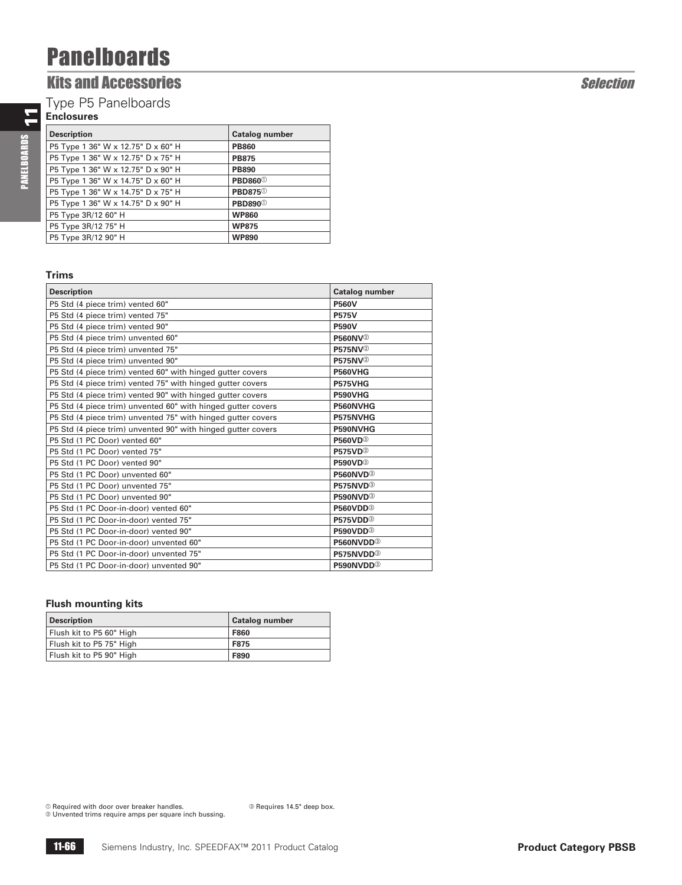# Panelboards

## Kits and Accessories

*Selection*

### Type P5 Panelboards

**Enclosures**

| Description | Catalog number |
|---|---|
| P5 Type 1 36" W x 12.75" D x 60" H | **PB860** |
| P5 Type 1 36" W x 12.75" D x 75" H | **PB875** |
| P5 Type 1 36" W x 12.75" D x 90" H | **PB890** |
| P5 Type 1 36" W x 14.75" D x 60" H | **PBD860**① |
| P5 Type 1 36" W x 14.75" D x 75" H | **PBD875**① |
| P5 Type 1 36" W x 14.75" D x 90" H | **PBD890**① |
| P5 Type 3R/12 60" H | **WP860** |
| P5 Type 3R/12 75" H | **WP875** |
| P5 Type 3R/12 90" H | **WP890** |

**Trims**

| Description | Catalog number |
|---|---|
| P5 Std (4 piece trim) vented 60" | **P560V** |
| P5 Std (4 piece trim) vented 75" | **P575V** |
| P5 Std (4 piece trim) vented 90" | **P590V** |
| P5 Std (4 piece trim) unvented 60" | **P560NV**② |
| P5 Std (4 piece trim) unvented 75" | **P575NV**② |
| P5 Std (4 piece trim) unvented 90" | **P575NV**② |
| P5 Std (4 piece trim) vented 60" with hinged gutter covers | **P560VHG** |
| P5 Std (4 piece trim) vented 75" with hinged gutter covers | **P575VHG** |
| P5 Std (4 piece trim) vented 90" with hinged gutter covers | **P590VHG** |
| P5 Std (4 piece trim) unvented 60" with hinged gutter covers | **P560NVHG** |
| P5 Std (4 piece trim) unvented 75" with hinged gutter covers | **P575NVHG** |
| P5 Std (4 piece trim) unvented 90" with hinged gutter covers | **P590NVHG** |
| P5 Std (1 PC Door) vented 60" | **P560VD**③ |
| P5 Std (1 PC Door) vented 75" | **P575VD**③ |
| P5 Std (1 PC Door) vented 90" | **P590VD**③ |
| P5 Std (1 PC Door) unvented 60" | **P560NVD**③ |
| P5 Std (1 PC Door) unvented 75" | **P575NVD**③ |
| P5 Std (1 PC Door) unvented 90" | **P590NVD**③ |
| P5 Std (1 PC Door-in-door) vented 60" | **P560VDD**③ |
| P5 Std (1 PC Door-in-door) vented 75" | **P575VDD**③ |
| P5 Std (1 PC Door-in-door) vented 90" | **P590VDD**③ |
| P5 Std (1 PC Door-in-door) unvented 60" | **P560NVDD**③ |
| P5 Std (1 PC Door-in-door) unvented 75" | **P575NVDD**③ |
| P5 Std (1 PC Door-in-door) unvented 90" | **P590NVDD**③ |

**Flush mounting kits**

| Description | Catalog number |
|---|---|
| Flush kit to P5 60" High | **F860** |
| Flush kit to P5 75" High | **F875** |
| Flush kit to P5 90" High | **F890** |

① Required with door over breaker handles.
② Unvented trims require amps per square inch bussing.
③ Requires 14.5" deep box.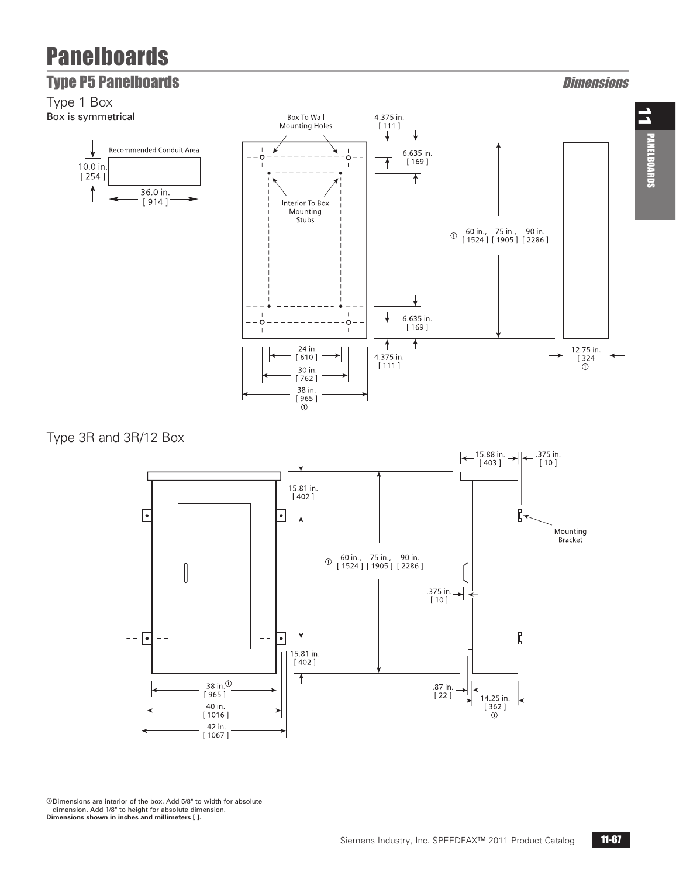# Panelboards

## Type P5 Panelboards

*Dimensions*

### Type 1 Box

**Box is symmetrical**

Recommended Conduit Area

10.0 in.
[ 254 ]

36.0 in.
[ 914 ]

Box To Wall Mounting Holes

Interior To Box Mounting Stubs

4.375 in.
[ 111 ]

6.635 in.
[ 169 ]

① 60 in., 75 in., 90 in.
[ 1524 ] [ 1905 ] [ 2286 ]

6.635 in.
[ 169 ]

4.375 in.
[ 111 ]

24 in.
[ 610 ]

30 in.
[ 762 ]

38 in.
[ 965 ]
①

12.75 in.
[ 324
①

### Type 3R and 3R/12 Box

15.88 in.
[ 403 ]

.375 in.
[ 10 ]

15.81 in.
[ 402 ]

Mounting Bracket

① 60 in., 75 in., 90 in.
[ 1524 ] [ 1905 ] [ 2286 ]

.375 in.
[ 10 ]

15.81 in.
[ 402 ]

38 in.①
[ 965 ]

40 in.
[ 1016 ]

42 in.
[ 1067 ]

.87 in.
[ 22 ]

14.25 in.
[ 362 ]
①

①Dimensions are interior of the box. Add 5/8" to width for absolute dimension. Add 1/8" to height for absolute dimension.
**Dimensions shown in inches and millimeters [ ].**